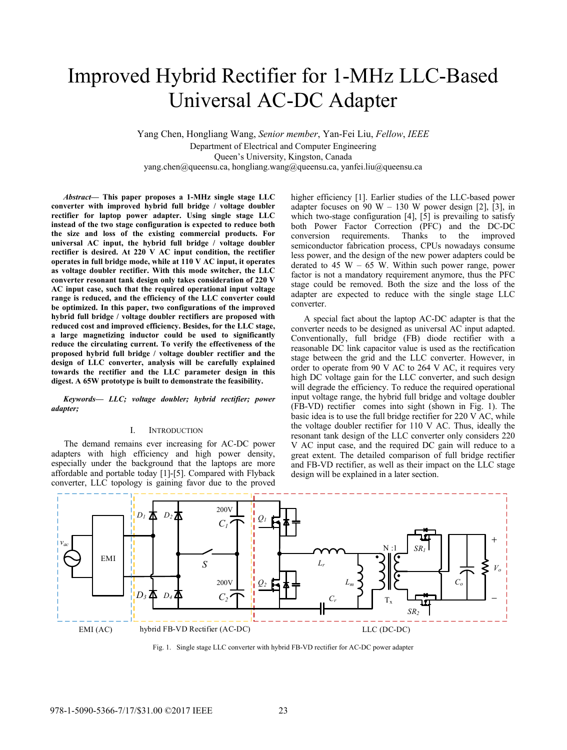# Improved Hybrid Rectifier for 1-MHz LLC-Based Universal AC-DC Adapter

Yang Chen, Hongliang Wang, *Senior member*, Yan-Fei Liu, *Fellow*, *IEEE*

Department of Electrical and Computer Engineering
Queen's University, Kingston, Canada
yang.chen@queensu.ca, hongliang.wang@queensu.ca, yanfei.liu@queensu.ca

***Abstract*— This paper proposes a 1-MHz single stage LLC converter with improved hybrid full bridge / voltage doubler rectifier for laptop power adapter. Using single stage LLC instead of the two stage configuration is expected to reduce both the size and loss of the existing commercial products. For universal AC input, the hybrid full bridge / voltage doubler rectifier is desired. At 220 V AC input condition, the rectifier operates in full bridge mode, while at 110 V AC input, it operates as voltage doubler rectifier. With this mode switcher, the LLC converter resonant tank design only takes consideration of 220 V AC input case, such that the required operational input voltage range is reduced, and the efficiency of the LLC converter could be optimized. In this paper, two configurations of the improved hybrid full bridge / voltage doubler rectifiers are proposed with reduced cost and improved efficiency. Besides, for the LLC stage, a large magnetizing inductor could be used to significantly reduce the circulating current. To verify the effectiveness of the proposed hybrid full bridge / voltage doubler rectifier and the design of LLC converter, analysis will be carefully explained towards the rectifier and the LLC parameter design in this digest. A 65W prototype is built to demonstrate the feasibility.**

***Keywords*— *LLC; voltage doubler; hybrid rectifier; power adapter;***

## I. Introduction

The demand remains ever increasing for AC-DC power adapters with high efficiency and high power density, especially under the background that the laptops are more affordable and portable today [1]-[5]. Compared with Flyback converter, LLC topology is gaining favor due to the proved higher efficiency [1]. Earlier studies of the LLC-based power adapter focuses on 90 W – 130 W power design [2], [3], in which two-stage configuration [4], [5] is prevailing to satisfy both Power Factor Correction (PFC) and the DC-DC conversion requirements. Thanks to the improved semiconductor fabrication process, CPUs nowadays consume less power, and the design of the new power adapters could be derated to 45 W – 65 W. Within such power range, power factor is not a mandatory requirement anymore, thus the PFC stage could be removed. Both the size and the loss of the adapter are expected to reduce with the single stage LLC converter.

A special fact about the laptop AC-DC adapter is that the converter needs to be designed as universal AC input adapted. Conventionally, full bridge (FB) diode rectifier with a reasonable DC link capacitor value is used as the rectification stage between the grid and the LLC converter. However, in order to operate from 90 V AC to 264 V AC, it requires very high DC voltage gain for the LLC converter, and such design will degrade the efficiency. To reduce the required operational input voltage range, the hybrid full bridge and voltage doubler (FB-VD) rectifier comes into sight (shown in Fig. 1). The basic idea is to use the full bridge rectifier for 220 V AC, while the voltage doubler rectifier for 110 V AC. Thus, ideally the resonant tank design of the LLC converter only considers 220 V AC input case, and the required DC gain will reduce to a great extent. The detailed comparison of full bridge rectifier and FB-VD rectifier, as well as their impact on the LLC stage design will be explained in a later section.

Fig. 1. Single stage LLC converter with hybrid FB-VD rectifier for AC-DC power adapter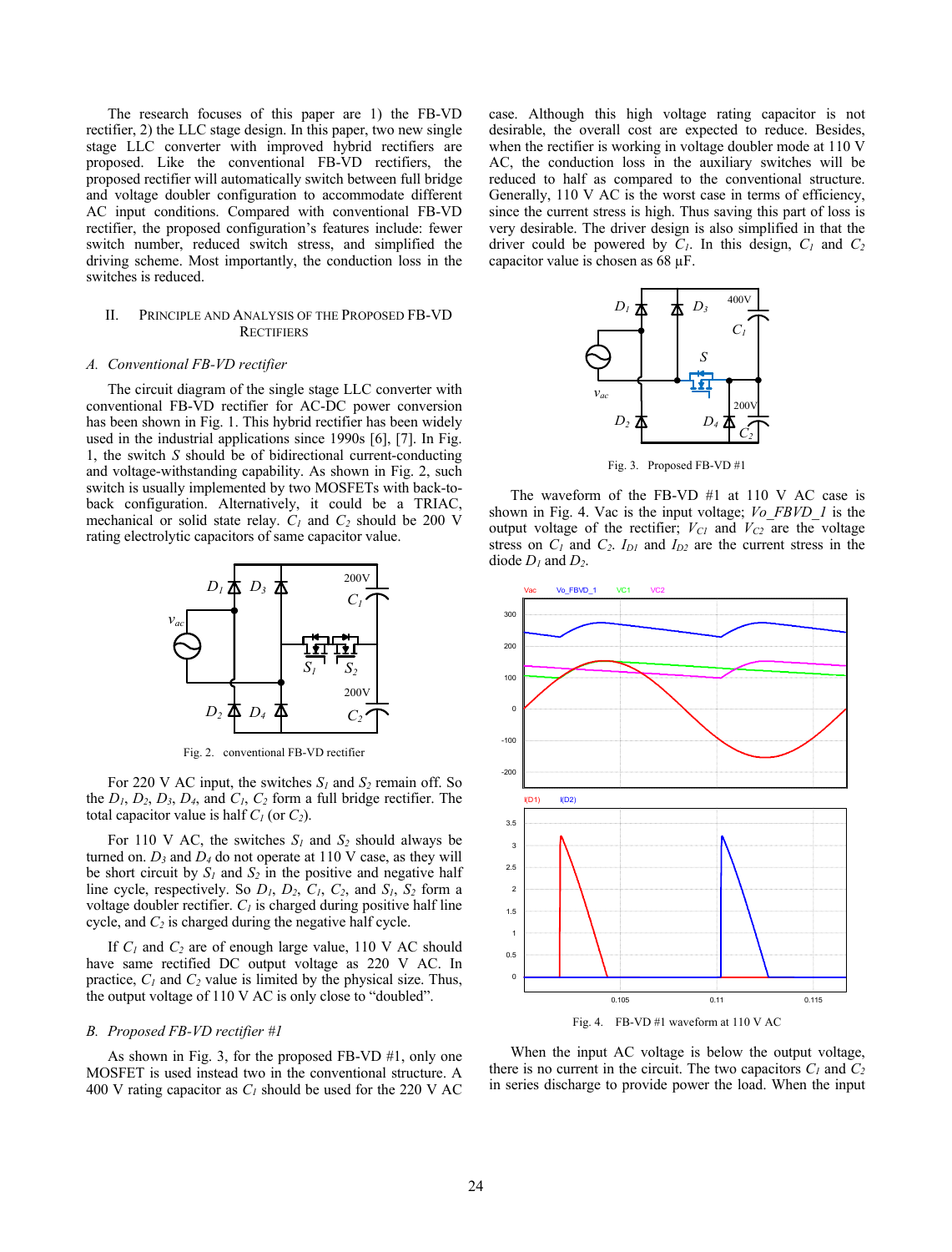The research focuses of this paper are 1) the FB-VD rectifier, 2) the LLC stage design. In this paper, two new single stage LLC converter with improved hybrid rectifiers are proposed. Like the conventional FB-VD rectifiers, the proposed rectifier will automatically switch between full bridge and voltage doubler configuration to accommodate different AC input conditions. Compared with conventional FB-VD rectifier, the proposed configuration's features include: fewer switch number, reduced switch stress, and simplified the driving scheme. Most importantly, the conduction loss in the switches is reduced.

## II. Principle and Analysis of the Proposed FB-VD Rectifiers

### A. Conventional FB-VD rectifier

The circuit diagram of the single stage LLC converter with conventional FB-VD rectifier for AC-DC power conversion has been shown in Fig. 1. This hybrid rectifier has been widely used in the industrial applications since 1990s [6], [7]. In Fig. 1, the switch $S$ should be of bidirectional current-conducting and voltage-withstanding capability. As shown in Fig. 2, such switch is usually implemented by two MOSFETs with back-to-back configuration. Alternatively, it could be a TRIAC, mechanical or solid state relay. $C_1$ and $C_2$ should be 200 V rating electrolytic capacitors of same capacitor value.

Fig. 2. conventional FB-VD rectifier

For 220 V AC input, the switches $S_1$ and $S_2$ remain off. So the $D_1$, $D_2$, $D_3$, $D_4$, and $C_1$, $C_2$ form a full bridge rectifier. The total capacitor value is half $C_1$ (or $C_2$).

For 110 V AC, the switches $S_1$ and $S_2$ should always be turned on. $D_3$ and $D_4$ do not operate at 110 V case, as they will be short circuit by $S_1$ and $S_2$ in the positive and negative half line cycle, respectively. So $D_1$, $D_2$, $C_1$, $C_2$, and $S_1$, $S_2$ form a voltage doubler rectifier. $C_1$ is charged during positive half line cycle, and $C_2$ is charged during the negative half cycle.

If $C_1$ and $C_2$ are of enough large value, 110 V AC should have same rectified DC output voltage as 220 V AC. In practice, $C_1$ and $C_2$ value is limited by the physical size. Thus, the output voltage of 110 V AC is only close to "doubled".

### B. Proposed FB-VD rectifier #1

As shown in Fig. 3, for the proposed FB-VD #1, only one MOSFET is used instead two in the conventional structure. A 400 V rating capacitor as $C_1$ should be used for the 220 V AC case. Although this high voltage rating capacitor is not desirable, the overall cost are expected to reduce. Besides, when the rectifier is working in voltage doubler mode at 110 V AC, the conduction loss in the auxiliary switches will be reduced to half as compared to the conventional structure. Generally, 110 V AC is the worst case in terms of efficiency, since the current stress is high. Thus saving this part of loss is very desirable. The driver design is also simplified in that the driver could be powered by $C_1$. In this design, $C_1$ and $C_2$ capacitor value is chosen as 68 µF.

Fig. 3. Proposed FB-VD #1

The waveform of the FB-VD #1 at 110 V AC case is shown in Fig. 4. Vac is the input voltage; $Vo\_FBVD\_1$ is the output voltage of the rectifier; $V_{C1}$ and $V_{C2}$ are the voltage stress on $C_1$ and $C_2$. $I_{D1}$ and $I_{D2}$ are the current stress in the diode $D_1$ and $D_2$.

Fig. 4. FB-VD #1 waveform at 110 V AC

When the input AC voltage is below the output voltage, there is no current in the circuit. The two capacitors $C_1$ and $C_2$ in series discharge to provide power the load. When the input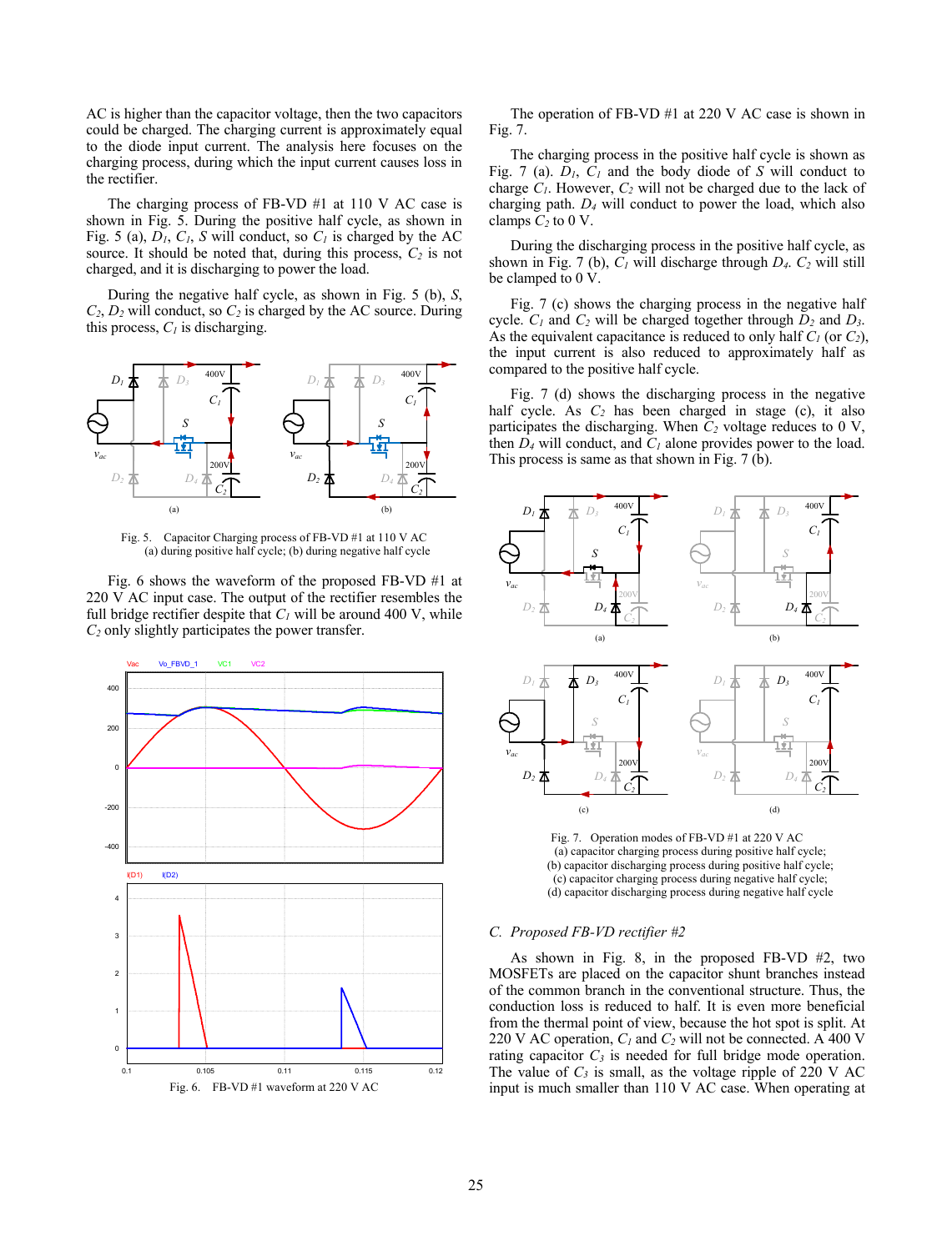AC is higher than the capacitor voltage, then the two capacitors could be charged. The charging current is approximately equal to the diode input current. The analysis here focuses on the charging process, during which the input current causes loss in the rectifier.

The charging process of FB-VD #1 at 110 V AC case is shown in Fig. 5. During the positive half cycle, as shown in Fig. 5 (a), $D_1$, $C_1$, $S$ will conduct, so $C_1$ is charged by the AC source. It should be noted that, during this process, $C_2$ is not charged, and it is discharging to power the load.

During the negative half cycle, as shown in Fig. 5 (b), $S$, $C_2$, $D_2$ will conduct, so $C_2$ is charged by the AC source. During this process, $C_1$ is discharging.

Fig. 5. Capacitor Charging process of FB-VD #1 at 110 V AC (a) during positive half cycle; (b) during negative half cycle

Fig. 6 shows the waveform of the proposed FB-VD #1 at 220 V AC input case. The output of the rectifier resembles the full bridge rectifier despite that $C_1$ will be around 400 V, while $C_2$ only slightly participates the power transfer.

Fig. 6. FB-VD #1 waveform at 220 V AC

The operation of FB-VD #1 at 220 V AC case is shown in Fig. 7.

The charging process in the positive half cycle is shown as Fig. 7 (a). $D_1$, $C_1$ and the body diode of $S$ will conduct to charge $C_1$. However, $C_2$ will not be charged due to the lack of charging path. $D_4$ will conduct to power the load, which also clamps $C_2$ to 0 V.

During the discharging process in the positive half cycle, as shown in Fig. 7 (b), $C_1$ will discharge through $D_4$. $C_2$ will still be clamped to 0 V.

Fig. 7 (c) shows the charging process in the negative half cycle. $C_1$ and $C_2$ will be charged together through $D_2$ and $D_3$. As the equivalent capacitance is reduced to only half $C_1$ (or $C_2$), the input current is also reduced to approximately half as compared to the positive half cycle.

Fig. 7 (d) shows the discharging process in the negative half cycle. As $C_2$ has been charged in stage (c), it also participates the discharging. When $C_2$ voltage reduces to 0 V, then $D_4$ will conduct, and $C_1$ alone provides power to the load. This process is same as that shown in Fig. 7 (b).

Fig. 7. Operation modes of FB-VD #1 at 220 V AC (a) capacitor charging process during positive half cycle; (b) capacitor discharging process during positive half cycle; (c) capacitor charging process during negative half cycle; (d) capacitor discharging process during negative half cycle

### C. Proposed FB-VD rectifier #2

As shown in Fig. 8, in the proposed FB-VD #2, two MOSFETs are placed on the capacitor shunt branches instead of the common branch in the conventional structure. Thus, the conduction loss is reduced to half. It is even more beneficial from the thermal point of view, because the hot spot is split. At 220 V AC operation, $C_1$ and $C_2$ will not be connected. A 400 V rating capacitor $C_3$ is needed for full bridge mode operation. The value of $C_3$ is small, as the voltage ripple of 220 V AC input is much smaller than 110 V AC case. When operating at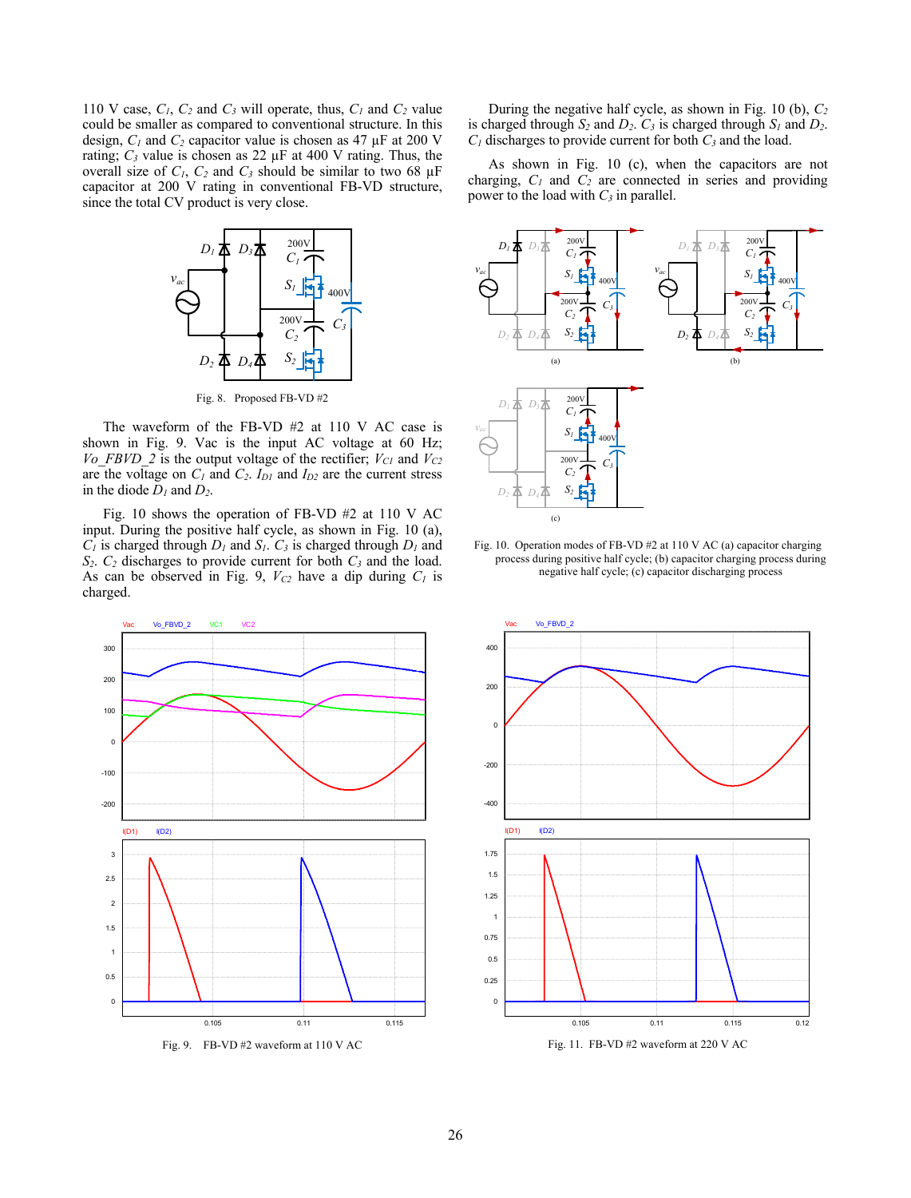110 V case, $C_1$, $C_2$ and $C_3$ will operate, thus, $C_1$ and $C_2$ value could be smaller as compared to conventional structure. In this design, $C_1$ and $C_2$ capacitor value is chosen as 47 µF at 200 V rating; $C_3$ value is chosen as 22 µF at 400 V rating. Thus, the overall size of $C_1$, $C_2$ and $C_3$ should be similar to two 68 µF capacitor at 200 V rating in conventional FB-VD structure, since the total CV product is very close.

Fig. 8. Proposed FB-VD #2

The waveform of the FB-VD #2 at 110 V AC case is shown in Fig. 9. Vac is the input AC voltage at 60 Hz; *Vo_FBVD_2* is the output voltage of the rectifier; $V_{C1}$ and $V_{C2}$ are the voltage on $C_1$ and $C_2$. $I_{D1}$ and $I_{D2}$ are the current stress in the diode $D_1$ and $D_2$.

Fig. 10 shows the operation of FB-VD #2 at 110 V AC input. During the positive half cycle, as shown in Fig. 10 (a), $C_1$ is charged through $D_1$ and $S_1$. $C_3$ is charged through $D_1$ and $S_2$. $C_2$ discharges to provide current for both $C_3$ and the load. As can be observed in Fig. 9, $V_{C2}$ have a dip during $C_1$ is charged.

During the negative half cycle, as shown in Fig. 10 (b), $C_2$ is charged through $S_2$ and $D_2$. $C_3$ is charged through $S_1$ and $D_2$. $C_1$ discharges to provide current for both $C_3$ and the load.

As shown in Fig. 10 (c), when the capacitors are not charging, $C_1$ and $C_2$ are connected in series and providing power to the load with $C_3$ in parallel.

Fig. 10. Operation modes of FB-VD #2 at 110 V AC (a) capacitor charging process during positive half cycle; (b) capacitor charging process during negative half cycle; (c) capacitor discharging process

Fig. 9. FB-VD #2 waveform at 110 V AC

Fig. 11. FB-VD #2 waveform at 220 V AC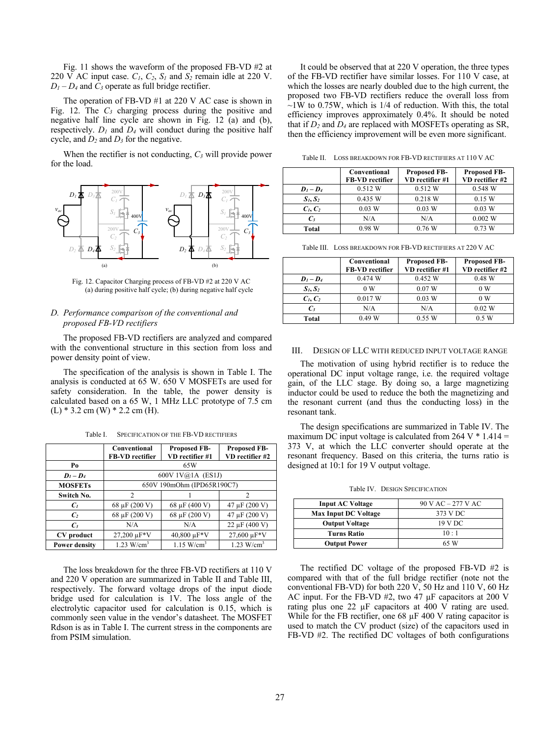Fig. 11 shows the waveform of the proposed FB-VD #2 at 220 V AC input case. $C_1$, $C_2$, $S_1$ and $S_2$ remain idle at 220 V. $D_1 - D_4$ and $C_3$ operate as full bridge rectifier.

The operation of FB-VD #1 at 220 V AC case is shown in Fig. 12. The $C_3$ charging process during the positive and negative half line cycle are shown in Fig. 12 (a) and (b), respectively. $D_1$ and $D_4$ will conduct during the positive half cycle, and $D_2$ and $D_3$ for the negative.

When the rectifier is not conducting, $C_3$ will provide power for the load.

Fig. 12. Capacitor Charging process of FB-VD #2 at 220 V AC (a) during positive half cycle; (b) during negative half cycle

### D. Performance comparison of the conventional and proposed FB-VD rectifiers

The proposed FB-VD rectifiers are analyzed and compared with the conventional structure in this section from loss and power density point of view.

The specification of the analysis is shown in Table I. The analysis is conducted at 65 W. 650 V MOSFETs are used for safety consideration. In the table, the power density is calculated based on a 65 W, 1 MHz LLC prototype of 7.5 cm (L) * 3.2 cm (W) * 2.2 cm (H).

Table I. Specification of the FB-VD rectifiers

| | Conventional FB-VD rectifier | Proposed FB-VD rectifier #1 | Proposed FB-VD rectifier #2 |
|---|---|---|---|
| **Po** | 65W | | |
| **$D_1 - D_4$** | 600V 1V@1A (ES1J) | | |
| **MOSFETs** | 650V 190mOhm (IPD65R190C7) | | |
| **Switch No.** | 2 | 1 | 2 |
| **$C_1$** | 68 µF (200 V) | 68 µF (400 V) | 47 µF (200 V) |
| **$C_2$** | 68 µF (200 V) | 68 µF (200 V) | 47 µF (200 V) |
| **$C_3$** | N/A | N/A | 22 µF (400 V) |
| **CV product** | 27,200 µF*V | 40,800 µF*V | 27,600 µF*V |
| **Power density** | 1.23 W/cm$^3$ | 1.15 W/cm$^3$ | 1.23 W/cm$^3$ |

The loss breakdown for the three FB-VD rectifiers at 110 V and 220 V operation are summarized in Table II and Table III, respectively. The forward voltage drops of the input diode bridge used for calculation is 1V. The loss angle of the electrolytic capacitor used for calculation is 0.15, which is commonly seen value in the vendor's datasheet. The MOSFET Rdson is as in Table I. The current stress in the components are from PSIM simulation.

It could be observed that at 220 V operation, the three types of the FB-VD rectifier have similar losses. For 110 V case, at which the losses are nearly doubled due to the high current, the proposed two FB-VD rectifiers reduce the overall loss from ~1W to 0.75W, which is 1/4 of reduction. With this, the total efficiency improves approximately 0.4%. It should be noted that if $D_2$ and $D_4$ are replaced with MOSFETs operating as SR, then the efficiency improvement will be even more significant.

Table II. Loss breakdown for FB-VD rectifiers at 110 V AC

| | Conventional FB-VD rectifier | Proposed FB-VD rectifier #1 | Proposed FB-VD rectifier #2 |
|---|---|---|---|
| **$D_1 - D_4$** | 0.512 W | 0.512 W | 0.548 W |
| **$S_1, S_2$** | 0.435 W | 0.218 W | 0.15 W |
| **$C_1, C_2$** | 0.03 W | 0.03 W | 0.03 W |
| **$C_3$** | N/A | N/A | 0.002 W |
| **Total** | 0.98 W | 0.76 W | 0.73 W |

Table III. Loss breakdown for FB-VD rectifiers at 220 V AC

| | Conventional FB-VD rectifier | Proposed FB-VD rectifier #1 | Proposed FB-VD rectifier #2 |
|---|---|---|---|
| **$D_1 - D_4$** | 0.474 W | 0.452 W | 0.48 W |
| **$S_1, S_2$** | 0 W | 0.07 W | 0 W |
| **$C_1, C_2$** | 0.017 W | 0.03 W | 0 W |
| **$C_3$** | N/A | N/A | 0.02 W |
| **Total** | 0.49 W | 0.55 W | 0.5 W |

## III. Design of LLC with Reduced Input Voltage Range

The motivation of using hybrid rectifier is to reduce the operational DC input voltage range, i.e. the required voltage gain, of the LLC stage. By doing so, a large magnetizing inductor could be used to reduce the both the magnetizing and the resonant current (and thus the conducting loss) in the resonant tank.

The design specifications are summarized in Table IV. The maximum DC input voltage is calculated from 264 V * 1.414 = 373 V, at which the LLC converter should operate at the resonant frequency. Based on this criteria, the turns ratio is designed at 10:1 for 19 V output voltage.

Table IV. Design Specification

| | |
|---|---|
| **Input AC Voltage** | 90 V AC – 277 V AC |
| **Max Input DC Voltage** | 373 V DC |
| **Output Voltage** | 19 V DC |
| **Turns Ratio** | 10 : 1 |
| **Output Power** | 65 W |

The rectified DC voltage of the proposed FB-VD #2 is compared with that of the full bridge rectifier (note not the conventional FB-VD) for both 220 V, 50 Hz and 110 V, 60 Hz AC input. For the FB-VD #2, two 47 µF capacitors at 200 V rating plus one 22 µF capacitors at 400 V rating are used. While for the FB rectifier, one 68 µF 400 V rating capacitor is used to match the CV product (size) of the capacitors used in FB-VD #2. The rectified DC voltages of both configurations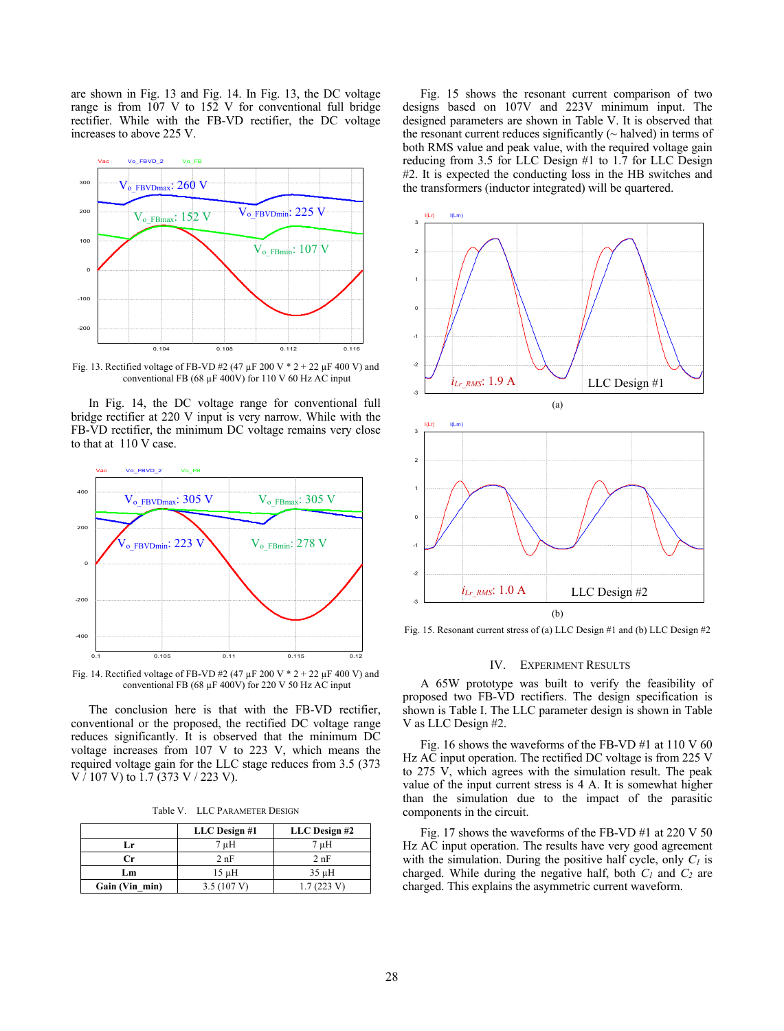are shown in Fig. 13 and Fig. 14. In Fig. 13, the DC voltage range is from 107 V to 152 V for conventional full bridge rectifier. While with the FB-VD rectifier, the DC voltage increases to above 225 V.

Fig. 13. Rectified voltage of FB-VD #2 (47 µF 200 V * 2 + 22 µF 400 V) and conventional FB (68 µF 400V) for 110 V 60 Hz AC input

In Fig. 14, the DC voltage range for conventional full bridge rectifier at 220 V input is very narrow. While with the FB-VD rectifier, the minimum DC voltage remains very close to that at 110 V case.

Fig. 14. Rectified voltage of FB-VD #2 (47 µF 200 V * 2 + 22 µF 400 V) and conventional FB (68 µF 400V) for 220 V 50 Hz AC input

The conclusion here is that with the FB-VD rectifier, conventional or the proposed, the rectified DC voltage range reduces significantly. It is observed that the minimum DC voltage increases from 107 to 223 V, which means the required voltage gain for the LLC stage reduces from 3.5 (373 V / 107 V) to 1.7 (373 V / 223 V).

Table V. LLC Parameter Design

| | LLC Design #1 | LLC Design #2 |
|---|---|---|
| **Lr** | 7 µH | 7 µH |
| **Cr** | 2 nF | 2 nF |
| **Lm** | 15 µH | 35 µH |
| **Gain (Vin_min)** | 3.5 (107 V) | 1.7 (223 V) |

Fig. 15 shows the resonant current comparison of two designs based on 107V and 223V minimum input. The designed parameters are shown in Table V. It is observed that the resonant current reduces significantly (~ halved) in terms of both RMS value and peak value, with the required voltage gain reducing from 3.5 for LLC Design #1 to 1.7 for LLC Design #2. It is expected the conducting loss in the HB switches and the transformers (inductor integrated) will be quartered.

Fig. 15. Resonant current stress of (a) LLC Design #1 and (b) LLC Design #2

## IV. Experiment Results

A 65W prototype was built to verify the feasibility of proposed two FB-VD rectifiers. The design specification is shown is Table I. The LLC parameter design is shown in Table V as LLC Design #2.

Fig. 16 shows the waveforms of the FB-VD #1 at 110 V 60 Hz AC input operation. The rectified DC voltage is from 225 V to 275 V, which agrees with the simulation result. The peak value of the input current stress is 4 A. It is somewhat higher than the simulation due to the impact of the parasitic components in the circuit.

Fig. 17 shows the waveforms of the FB-VD #1 at 220 V 50 Hz AC input operation. The results have very good agreement with the simulation. During the positive half cycle, only $C_1$ is charged. While during the negative half, both $C_1$ and $C_2$ are charged. This explains the asymmetric current waveform.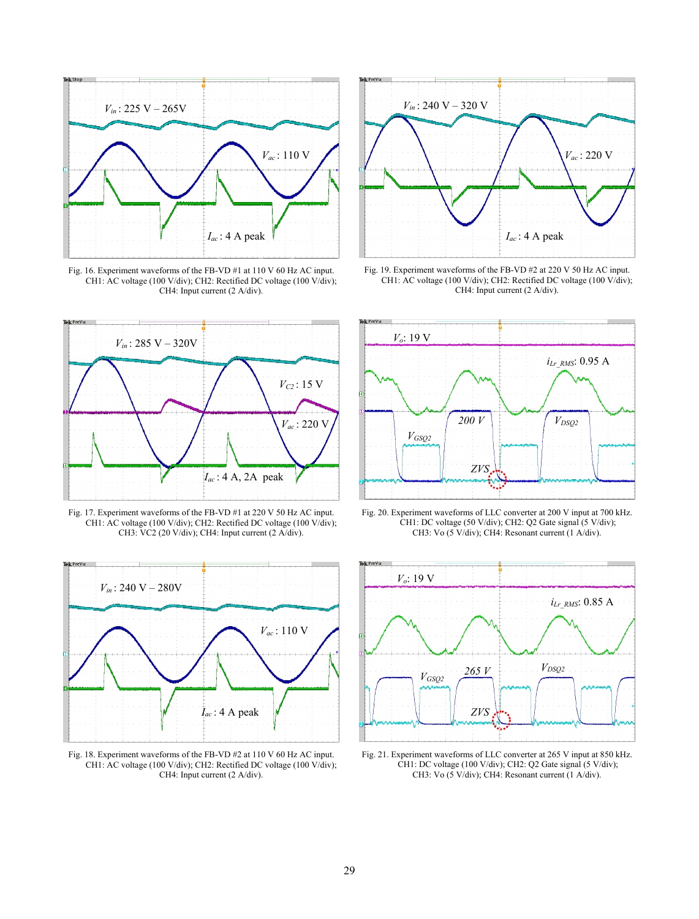Fig. 16. Experiment waveforms of the FB-VD #1 at 110 V 60 Hz AC input. CH1: AC voltage (100 V/div); CH2: Rectified DC voltage (100 V/div); CH4: Input current (2 A/div).

Fig. 19. Experiment waveforms of the FB-VD #2 at 220 V 50 Hz AC input. CH1: AC voltage (100 V/div); CH2: Rectified DC voltage (100 V/div); CH4: Input current (2 A/div).

Fig. 17. Experiment waveforms of the FB-VD #1 at 220 V 50 Hz AC input. CH1: AC voltage (100 V/div); CH2: Rectified DC voltage (100 V/div); CH3: VC2 (20 V/div); CH4: Input current (2 A/div).

Fig. 20. Experiment waveforms of LLC converter at 200 V input at 700 kHz. CH1: DC voltage (50 V/div); CH2: Q2 Gate signal (5 V/div); CH3: Vo (5 V/div); CH4: Resonant current (1 A/div).

Fig. 18. Experiment waveforms of the FB-VD #2 at 110 V 60 Hz AC input. CH1: AC voltage (100 V/div); CH2: Rectified DC voltage (100 V/div); CH4: Input current (2 A/div).

Fig. 21. Experiment waveforms of LLC converter at 265 V input at 850 kHz. CH1: DC voltage (100 V/div); CH2: Q2 Gate signal (5 V/div); CH3: Vo (5 V/div); CH4: Resonant current (1 A/div).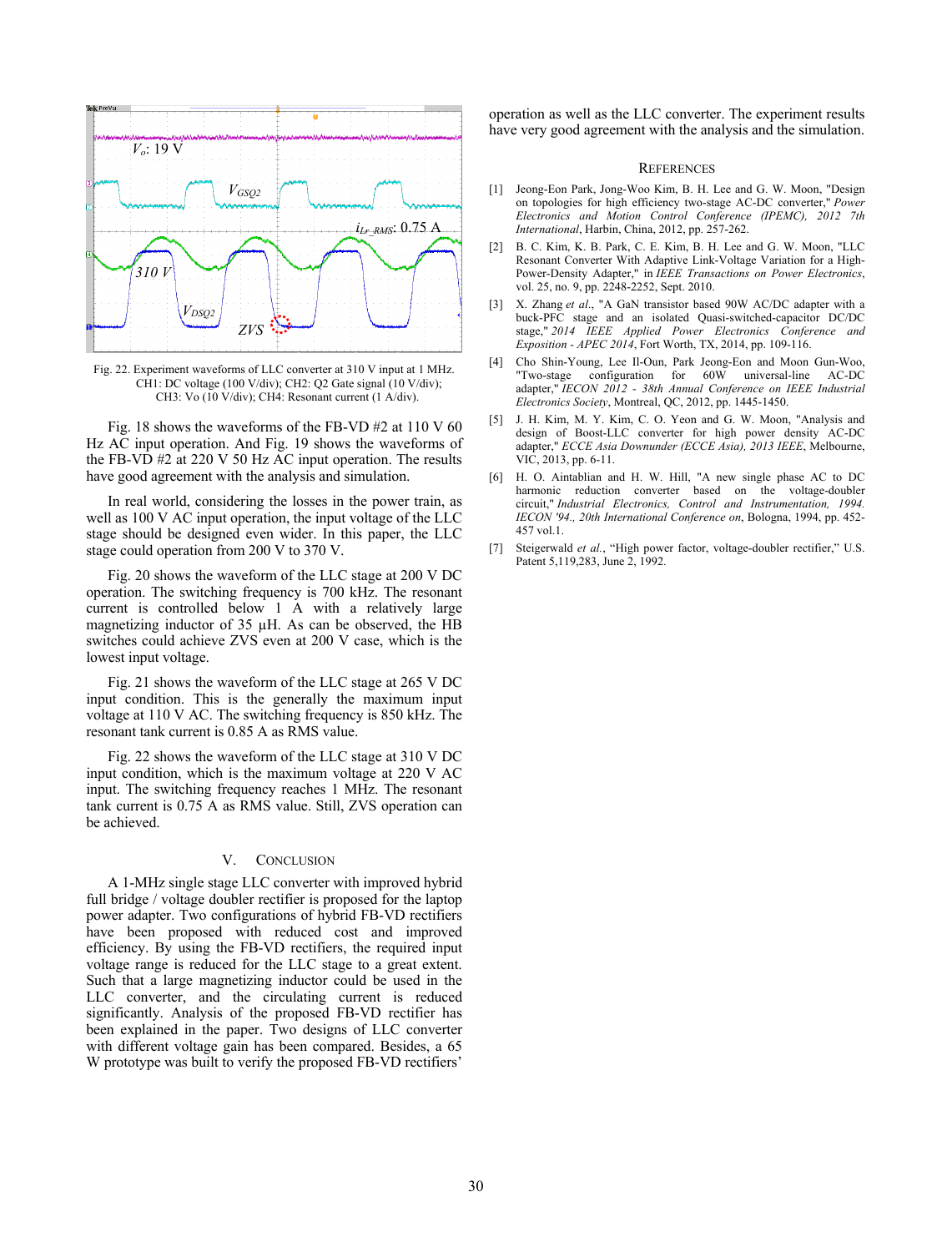$V_o$: 19 V

$V_{GSQ2}$

$i_{Lr\_RMS}$: 0.75 A

310 V

$V_{DSQ2}$

ZVS

Fig. 22. Experiment waveforms of LLC converter at 310 V input at 1 MHz. CH1: DC voltage (100 V/div); CH2: Q2 Gate signal (10 V/div); CH3: Vo (10 V/div); CH4: Resonant current (1 A/div).

Fig. 18 shows the waveforms of the FB-VD #2 at 110 V 60 Hz AC input operation. And Fig. 19 shows the waveforms of the FB-VD #2 at 220 V 50 Hz AC input operation. The results have good agreement with the analysis and simulation.

In real world, considering the losses in the power train, as well as 100 V AC input operation, the input voltage of the LLC stage should be designed even wider. In this paper, the LLC stage could operation from 200 V to 370 V.

Fig. 20 shows the waveform of the LLC stage at 200 V DC operation. The switching frequency is 700 kHz. The resonant current is controlled below 1 A with a relatively large magnetizing inductor of 35 µH. As can be observed, the HB switches could achieve ZVS even at 200 V case, which is the lowest input voltage.

Fig. 21 shows the waveform of the LLC stage at 265 V DC input condition. This is the generally the maximum input voltage at 110 V AC. The switching frequency is 850 kHz. The resonant tank current is 0.85 A as RMS value.

Fig. 22 shows the waveform of the LLC stage at 310 V DC input condition, which is the maximum voltage at 220 V AC input. The switching frequency reaches 1 MHz. The resonant tank current is 0.75 A as RMS value. Still, ZVS operation can be achieved.

## V. Conclusion

A 1-MHz single stage LLC converter with improved hybrid full bridge / voltage doubler rectifier is proposed for the laptop power adapter. Two configurations of hybrid FB-VD rectifiers have been proposed with reduced cost and improved efficiency. By using the FB-VD rectifiers, the required input voltage range is reduced for the LLC stage to a great extent. Such that a large magnetizing inductor could be used in the LLC converter, and the circulating current is reduced significantly. Analysis of the proposed FB-VD rectifier has been explained in the paper. Two designs of LLC converter with different voltage gain has been compared. Besides, a 65 W prototype was built to verify the proposed FB-VD rectifiers' operation as well as the LLC converter. The experiment results have very good agreement with the analysis and the simulation.

## References

[1] Jeong-Eon Park, Jong-Woo Kim, B. H. Lee and G. W. Moon, "Design on topologies for high efficiency two-stage AC-DC converter," *Power Electronics and Motion Control Conference (IPEMC), 2012 7th International*, Harbin, China, 2012, pp. 257-262.

[2] B. C. Kim, K. B. Park, C. E. Kim, B. H. Lee and G. W. Moon, "LLC Resonant Converter With Adaptive Link-Voltage Variation for a High-Power-Density Adapter," in *IEEE Transactions on Power Electronics*, vol. 25, no. 9, pp. 2248-2252, Sept. 2010.

[3] X. Zhang *et al.*, "A GaN transistor based 90W AC/DC adapter with a buck-PFC stage and an isolated Quasi-switched-capacitor DC/DC stage," *2014 IEEE Applied Power Electronics Conference and Exposition - APEC 2014*, Fort Worth, TX, 2014, pp. 109-116.

[4] Cho Shin-Young, Lee Il-Oun, Park Jeong-Eon and Moon Gun-Woo, "Two-stage configuration for 60W universal-line AC-DC adapter," *IECON 2012 - 38th Annual Conference on IEEE Industrial Electronics Society*, Montreal, QC, 2012, pp. 1445-1450.

[5] J. H. Kim, M. Y. Kim, C. O. Yeon and G. W. Moon, "Analysis and design of Boost-LLC converter for high power density AC-DC adapter," *ECCE Asia Downunder (ECCE Asia), 2013 IEEE*, Melbourne, VIC, 2013, pp. 6-11.

[6] H. O. Aintablian and H. W. Hill, "A new single phase AC to DC harmonic reduction converter based on the voltage-doubler circuit," *Industrial Electronics, Control and Instrumentation, 1994. IECON '94., 20th International Conference on*, Bologna, 1994, pp. 452-457 vol.1.

[7] Steigerwald *et al.*, "High power factor, voltage-doubler rectifier," U.S. Patent 5,119,283, June 2, 1992.